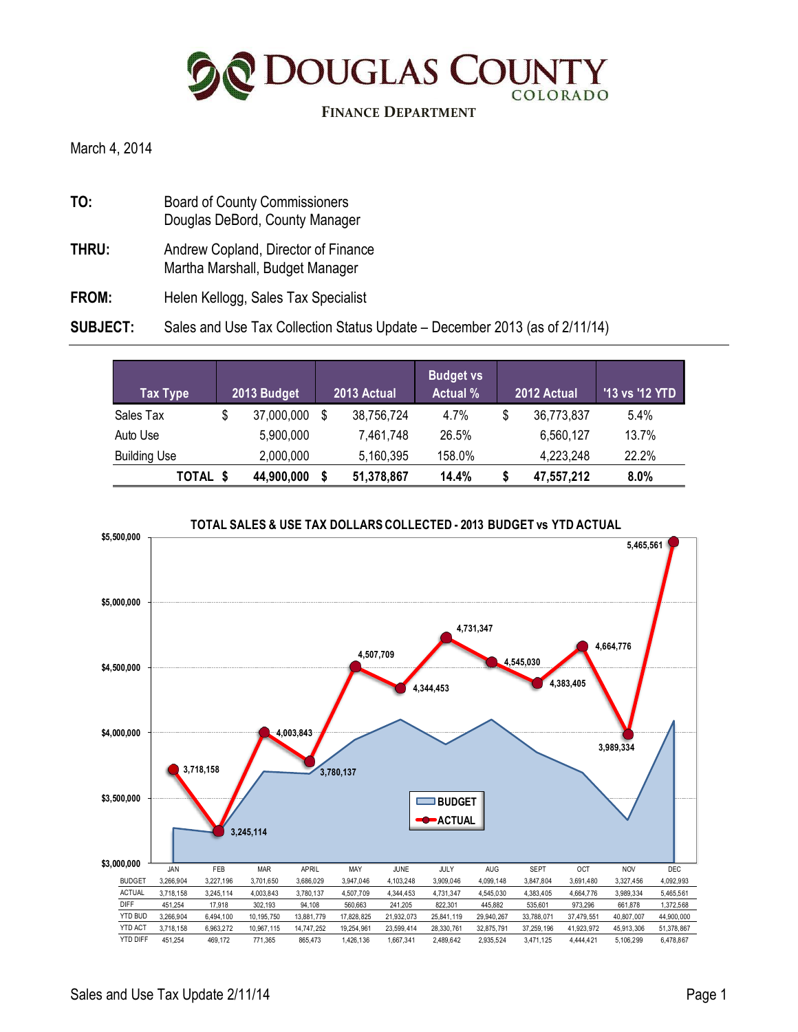# DOUGLAS COUNTY COLORADO

**FINANCE DEPARTMENT**

March 4, 2014

**TO:** Board of County Commissioners
Douglas DeBord, County Manager

**THRU:** Andrew Copland, Director of Finance
Martha Marshall, Budget Manager

**FROM:** Helen Kellogg, Sales Tax Specialist

**SUBJECT:** Sales and Use Tax Collection Status Update – December 2013 (as of 2/11/14)

| Tax Type | 2013 Budget | 2013 Actual | Budget vs Actual % | 2012 Actual | '13 vs '12 YTD |
|---|---|---|---|---|---|
| Sales Tax | $ 37,000,000 | $ 38,756,724 | 4.7% | $ 36,773,837 | 5.4% |
| Auto Use | 5,900,000 | 7,461,748 | 26.5% | 6,560,127 | 13.7% |
| Building Use | 2,000,000 | 5,160,395 | 158.0% | 4,223,248 | 22.2% |
| **TOTAL** | **$ 44,900,000** | **$ 51,378,867** | **14.4%** | **$ 47,557,212** | **8.0%** |

**TOTAL SALES & USE TAX DOLLARS COLLECTED - 2013 BUDGET vs YTD ACTUAL**

| | JAN | FEB | MAR | APRIL | MAY | JUNE | JULY | AUG | SEPT | OCT | NOV | DEC |
|---|---|---|---|---|---|---|---|---|---|---|---|---|
| BUDGET | 3,266,904 | 3,227,196 | 3,701,650 | 3,686,029 | 3,947,046 | 4,103,248 | 3,909,046 | 4,099,148 | 3,847,804 | 3,691,480 | 3,327,456 | 4,092,993 |
| ACTUAL | 3,718,158 | 3,245,114 | 4,003,843 | 3,780,137 | 4,507,709 | 4,344,453 | 4,731,347 | 4,545,030 | 4,383,405 | 4,664,776 | 3,989,334 | 5,465,561 |
| DIFF | 451,254 | 17,918 | 302,193 | 94,108 | 560,663 | 241,205 | 822,301 | 445,882 | 535,601 | 973,296 | 661,878 | 1,372,568 |
| YTD BUD | 3,266,904 | 6,494,100 | 10,195,750 | 13,881,779 | 17,828,825 | 21,932,073 | 25,841,119 | 29,940,267 | 33,788,071 | 37,479,551 | 40,807,007 | 44,900,000 |
| YTD ACT | 3,718,158 | 6,963,272 | 10,967,115 | 14,747,252 | 19,254,961 | 23,599,414 | 28,330,761 | 32,875,791 | 37,259,196 | 41,923,972 | 45,913,306 | 51,378,867 |
| YTD DIFF | 451,254 | 469,172 | 771,365 | 865,473 | 1,426,136 | 1,667,341 | 2,489,642 | 2,935,524 | 3,471,125 | 4,444,421 | 5,106,299 | 6,478,867 |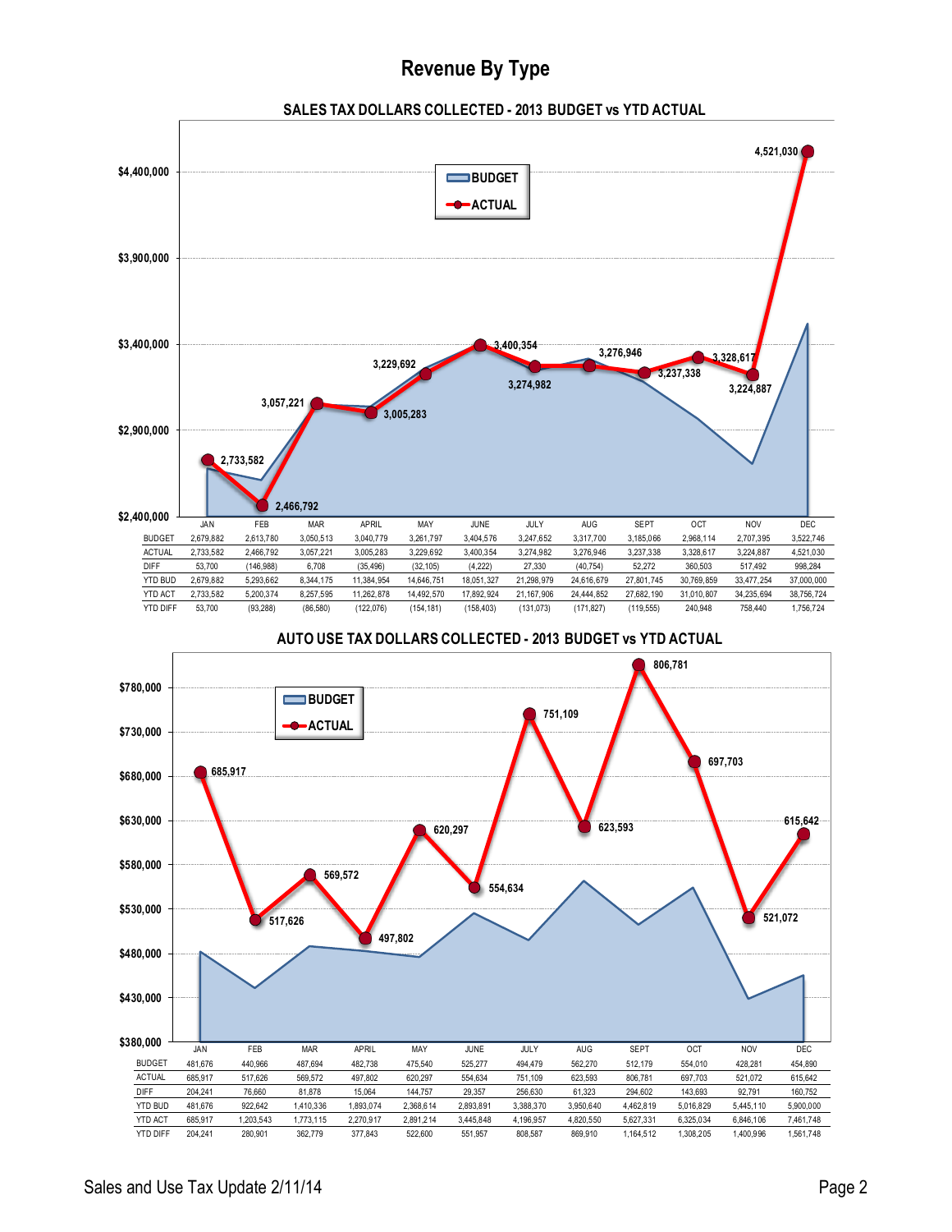# Revenue By Type

## SALES TAX DOLLARS COLLECTED - 2013 BUDGET vs YTD ACTUAL

| | JAN | FEB | MAR | APRIL | MAY | JUNE | JULY | AUG | SEPT | OCT | NOV | DEC |
|---|---|---|---|---|---|---|---|---|---|---|---|---|
| BUDGET | 2,679,882 | 2,613,780 | 3,050,513 | 3,040,779 | 3,261,797 | 3,404,576 | 3,247,652 | 3,317,700 | 3,185,066 | 2,968,114 | 2,707,395 | 3,522,746 |
| ACTUAL | 2,733,582 | 2,466,792 | 3,057,221 | 3,005,283 | 3,229,692 | 3,400,354 | 3,274,982 | 3,276,946 | 3,237,338 | 3,328,617 | 3,224,887 | 4,521,030 |
| DIFF | 53,700 | (146,988) | 6,708 | (35,496) | (32,105) | (4,222) | 27,330 | (40,754) | 52,272 | 360,503 | 517,492 | 998,284 |
| YTD BUD | 2,679,882 | 5,293,662 | 8,344,175 | 11,384,954 | 14,646,751 | 18,051,327 | 21,298,979 | 24,616,679 | 27,801,745 | 30,769,859 | 33,477,254 | 37,000,000 |
| YTD ACT | 2,733,582 | 5,200,374 | 8,257,595 | 11,262,878 | 14,492,570 | 17,892,924 | 21,167,906 | 24,444,852 | 27,682,190 | 31,010,807 | 34,235,694 | 38,756,724 |
| YTD DIFF | 53,700 | (93,288) | (86,580) | (122,076) | (154,181) | (158,403) | (131,073) | (171,827) | (119,555) | 240,948 | 758,440 | 1,756,724 |

## AUTO USE TAX DOLLARS COLLECTED - 2013 BUDGET vs YTD ACTUAL

| | JAN | FEB | MAR | APRIL | MAY | JUNE | JULY | AUG | SEPT | OCT | NOV | DEC |
|---|---|---|---|---|---|---|---|---|---|---|---|---|
| BUDGET | 481,676 | 440,966 | 487,694 | 482,738 | 475,540 | 525,277 | 494,479 | 562,270 | 512,179 | 554,010 | 428,281 | 454,890 |
| ACTUAL | 685,917 | 517,626 | 569,572 | 497,802 | 620,297 | 554,634 | 751,109 | 623,593 | 806,781 | 697,703 | 521,072 | 615,642 |
| DIFF | 204,241 | 76,660 | 81,878 | 15,064 | 144,757 | 29,357 | 256,630 | 61,323 | 294,602 | 143,693 | 92,791 | 160,752 |
| YTD BUD | 481,676 | 922,642 | 1,410,336 | 1,893,074 | 2,368,614 | 2,893,891 | 3,388,370 | 3,950,640 | 4,462,819 | 5,016,829 | 5,445,110 | 5,900,000 |
| YTD ACT | 685,917 | 1,203,543 | 1,773,115 | 2,270,917 | 2,891,214 | 3,445,848 | 4,196,957 | 4,820,550 | 5,627,331 | 6,325,034 | 6,846,106 | 7,461,748 |
| YTD DIFF | 204,241 | 280,901 | 362,779 | 377,843 | 522,600 | 551,957 | 808,587 | 869,910 | 1,164,512 | 1,308,205 | 1,400,996 | 1,561,748 |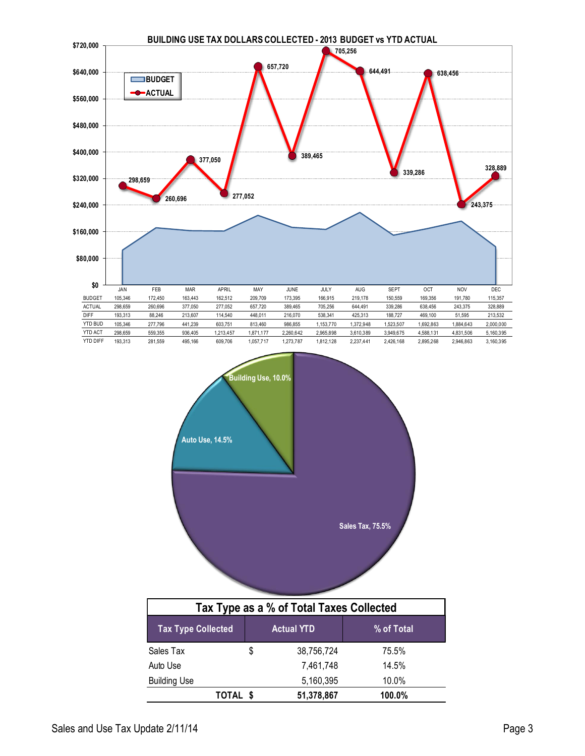## BUILDING USE TAX DOLLARS COLLECTED - 2013 BUDGET vs YTD ACTUAL

| | JAN | FEB | MAR | APRIL | MAY | JUNE | JULY | AUG | SEPT | OCT | NOV | DEC |
|---|---|---|---|---|---|---|---|---|---|---|---|---|
| BUDGET | 105,346 | 172,450 | 163,443 | 162,512 | 209,709 | 173,395 | 166,915 | 219,178 | 150,559 | 169,356 | 191,780 | 115,357 |
| ACTUAL | 298,659 | 260,696 | 377,050 | 277,052 | 657,720 | 389,465 | 705,256 | 644,491 | 339,286 | 638,456 | 243,375 | 328,889 |
| DIFF | 193,313 | 88,246 | 213,607 | 114,540 | 448,011 | 216,070 | 538,341 | 425,313 | 188,727 | 469,100 | 51,595 | 213,532 |
| YTD BUD | 105,346 | 277,796 | 441,239 | 603,751 | 813,460 | 986,855 | 1,153,770 | 1,372,948 | 1,523,507 | 1,692,863 | 1,884,643 | 2,000,000 |
| YTD ACT | 298,659 | 559,355 | 936,405 | 1,213,457 | 1,871,177 | 2,260,642 | 2,965,898 | 3,610,389 | 3,949,675 | 4,588,131 | 4,831,506 | 5,160,395 |
| YTD DIFF | 193,313 | 281,559 | 495,166 | 609,706 | 1,057,717 | 1,273,787 | 1,812,128 | 2,237,441 | 2,426,168 | 2,895,268 | 2,946,863 | 3,160,395 |

Building Use, 10.0%
Auto Use, 14.5%
Sales Tax, 75.5%

## Tax Type as a % of Total Taxes Collected

| Tax Type Collected | Actual YTD | % of Total |
|---|---|---|
| Sales Tax | $ 38,756,724 | 75.5% |
| Auto Use | 7,461,748 | 14.5% |
| Building Use | 5,160,395 | 10.0% |
| **TOTAL** | **$ 51,378,867** | **100.0%** |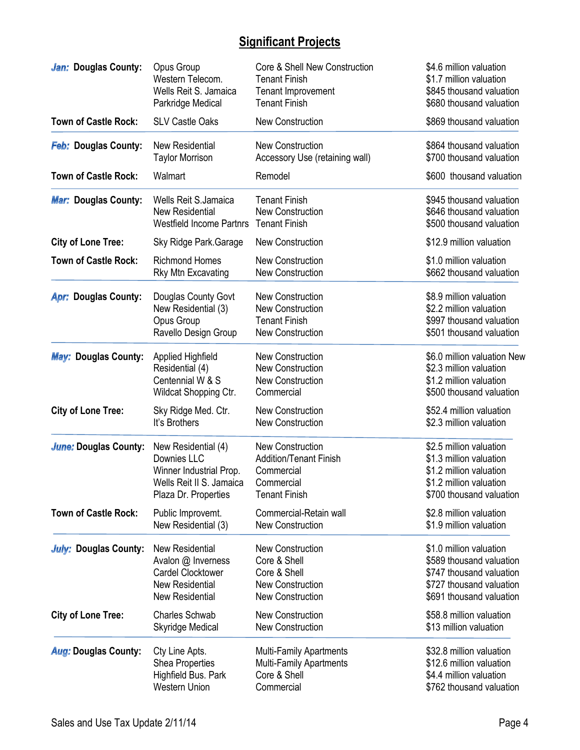## Significant Projects

| Month | Jurisdiction | Project | Type | Valuation |
|---|---|---|---|---|
| ***Jan:*** | **Douglas County:** | Opus Group | Core & Shell New Construction | $4.6 million valuation |
| | | Western Telecom. | Tenant Finish | $1.7 million valuation |
| | | Wells Reit S. Jamaica | Tenant Improvement | $845 thousand valuation |
| | | Parkridge Medical | Tenant Finish | $680 thousand valuation |
| | **Town of Castle Rock:** | SLV Castle Oaks | New Construction | $869 thousand valuation |
| ***Feb:*** | **Douglas County:** | New Residential | New Construction | $864 thousand valuation |
| | | Taylor Morrison | Accessory Use (retaining wall) | $700 thousand valuation |
| | **Town of Castle Rock:** | Walmart | Remodel | $600 thousand valuation |
| ***Mar:*** | **Douglas County:** | Wells Reit S.Jamaica | Tenant Finish | $945 thousand valuation |
| | | New Residential | New Construction | $646 thousand valuation |
| | | Westfield Income Partnrs | Tenant Finish | $500 thousand valuation |
| | **City of Lone Tree:** | Sky Ridge Park.Garage | New Construction | $12.9 million valuation |
| | **Town of Castle Rock:** | Richmond Homes | New Construction | $1.0 million valuation |
| | | Rky Mtn Excavating | New Construction | $662 thousand valuation |
| ***Apr:*** | **Douglas County:** | Douglas County Govt | New Construction | $8.9 million valuation |
| | | New Residential (3) | New Construction | $2.2 million valuation |
| | | Opus Group | Tenant Finish | $997 thousand valuation |
| | | Ravello Design Group | New Construction | $501 thousand valuation |
| ***May:*** | **Douglas County:** | Applied Highfield | New Construction | $6.0 million valuation New |
| | | Residential (4) | New Construction | $2.3 million valuation |
| | | Centennial W & S | New Construction | $1.2 million valuation |
| | | Wildcat Shopping Ctr. | Commercial | $500 thousand valuation |
| | **City of Lone Tree:** | Sky Ridge Med. Ctr. | New Construction | $52.4 million valuation |
| | | It's Brothers | New Construction | $2.3 million valuation |
| ***June:*** | **Douglas County:** | New Residential (4) | New Construction | $2.5 million valuation |
| | | Downies LLC | Addition/Tenant Finish | $1.3 million valuation |
| | | Winner Industrial Prop. | Commercial | $1.2 million valuation |
| | | Wells Reit II S. Jamaica | Commercial | $1.2 million valuation |
| | | Plaza Dr. Properties | Tenant Finish | $700 thousand valuation |
| | **Town of Castle Rock:** | Public Improvemt. | Commercial-Retain wall | $2.8 million valuation |
| | | New Residential (3) | New Construction | $1.9 million valuation |
| ***July:*** | **Douglas County:** | New Residential | New Construction | $1.0 million valuation |
| | | Avalon @ Inverness | Core & Shell | $589 thousand valuation |
| | | Cardel Clocktower | Core & Shell | $747 thousand valuation |
| | | New Residential | New Construction | $727 thousand valuation |
| | | New Residential | New Construction | $691 thousand valuation |
| | **City of Lone Tree:** | Charles Schwab | New Construction | $58.8 million valuation |
| | | Skyridge Medical | New Construction | $13 million valuation |
| ***Aug:*** | **Douglas County:** | Cty Line Apts. | Multi-Family Apartments | $32.8 million valuation |
| | | Shea Properties | Multi-Family Apartments | $12.6 million valuation |
| | | Highfield Bus. Park | Core & Shell | $4.4 million valuation |
| | | Western Union | Commercial | $762 thousand valuation |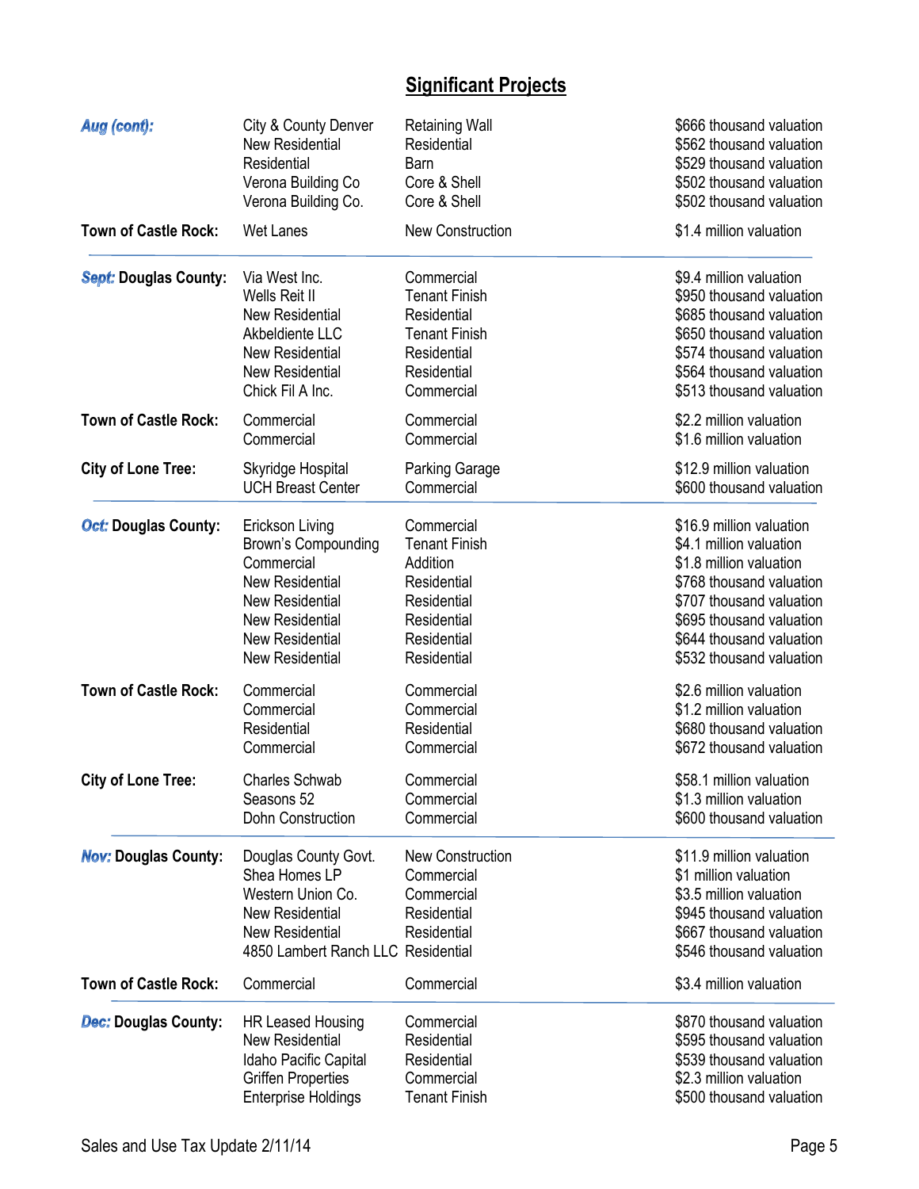## Significant Projects

| Month | Jurisdiction | Project | Type | Valuation |
|---|---|---|---|---|
| ***Aug (cont):*** | | City & County Denver | Retaining Wall | $666 thousand valuation |
| | | New Residential | Residential | $562 thousand valuation |
| | | Residential | Barn | $529 thousand valuation |
| | | Verona Building Co | Core & Shell | $502 thousand valuation |
| | | Verona Building Co. | Core & Shell | $502 thousand valuation |
| | **Town of Castle Rock:** | Wet Lanes | New Construction | $1.4 million valuation |
| ***Sept:*** | **Douglas County:** | Via West Inc. | Commercial | $9.4 million valuation |
| | | Wells Reit II | Tenant Finish | $950 thousand valuation |
| | | New Residential | Residential | $685 thousand valuation |
| | | Akbeldiente LLC | Tenant Finish | $650 thousand valuation |
| | | New Residential | Residential | $574 thousand valuation |
| | | New Residential | Residential | $564 thousand valuation |
| | | Chick Fil A Inc. | Commercial | $513 thousand valuation |
| | **Town of Castle Rock:** | Commercial | Commercial | $2.2 million valuation |
| | | Commercial | Commercial | $1.6 million valuation |
| | **City of Lone Tree:** | Skyridge Hospital | Parking Garage | $12.9 million valuation |
| | | UCH Breast Center | Commercial | $600 thousand valuation |
| ***Oct:*** | **Douglas County:** | Erickson Living | Commercial | $16.9 million valuation |
| | | Brown's Compounding | Tenant Finish | $4.1 million valuation |
| | | Commercial | Addition | $1.8 million valuation |
| | | New Residential | Residential | $768 thousand valuation |
| | | New Residential | Residential | $707 thousand valuation |
| | | New Residential | Residential | $695 thousand valuation |
| | | New Residential | Residential | $644 thousand valuation |
| | | New Residential | Residential | $532 thousand valuation |
| | **Town of Castle Rock:** | Commercial | Commercial | $2.6 million valuation |
| | | Commercial | Commercial | $1.2 million valuation |
| | | Residential | Residential | $680 thousand valuation |
| | | Commercial | Commercial | $672 thousand valuation |
| | **City of Lone Tree:** | Charles Schwab | Commercial | $58.1 million valuation |
| | | Seasons 52 | Commercial | $1.3 million valuation |
| | | Dohn Construction | Commercial | $600 thousand valuation |
| ***Nov:*** | **Douglas County:** | Douglas County Govt. | New Construction | $11.9 million valuation |
| | | Shea Homes LP | Commercial | $1 million valuation |
| | | Western Union Co. | Commercial | $3.5 million valuation |
| | | New Residential | Residential | $945 thousand valuation |
| | | New Residential | Residential | $667 thousand valuation |
| | | 4850 Lambert Ranch LLC | Residential | $546 thousand valuation |
| | **Town of Castle Rock:** | Commercial | Commercial | $3.4 million valuation |
| ***Dec:*** | **Douglas County:** | HR Leased Housing | Commercial | $870 thousand valuation |
| | | New Residential | Residential | $595 thousand valuation |
| | | Idaho Pacific Capital | Residential | $539 thousand valuation |
| | | Griffen Properties | Commercial | $2.3 million valuation |
| | | Enterprise Holdings | Tenant Finish | $500 thousand valuation |

Sales and Use Tax Update 2/11/14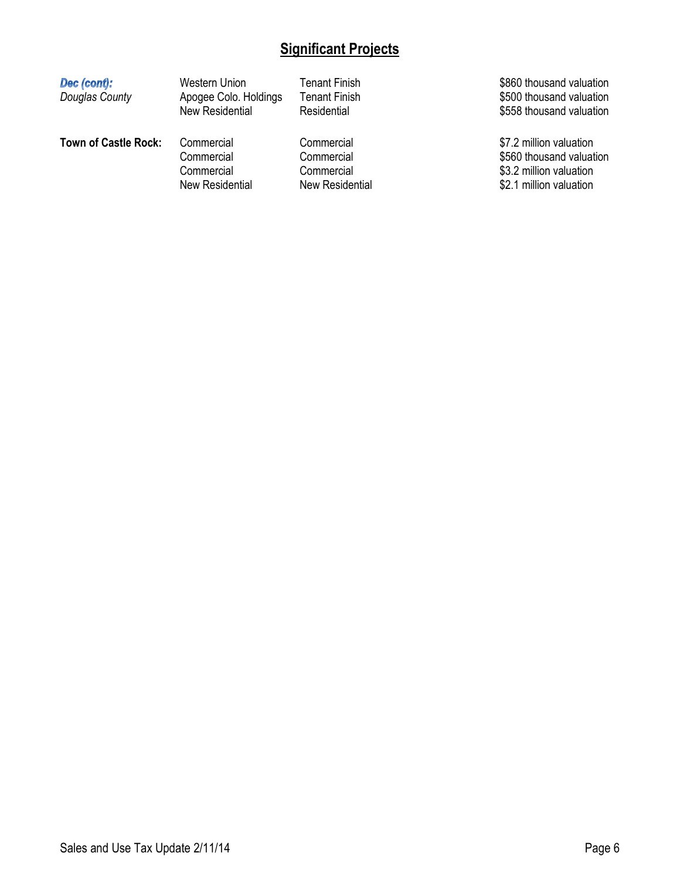## Significant Projects

| | | | |
|---|---|---|---|
| ***Dec (cont):*** *Douglas County* | Western Union | Tenant Finish | $860 thousand valuation |
| | Apogee Colo. Holdings | Tenant Finish | $500 thousand valuation |
| | New Residential | Residential | $558 thousand valuation |
| **Town of Castle Rock:** | Commercial | Commercial | $7.2 million valuation |
| | Commercial | Commercial | $560 thousand valuation |
| | Commercial | Commercial | $3.2 million valuation |
| | New Residential | New Residential | $2.1 million valuation |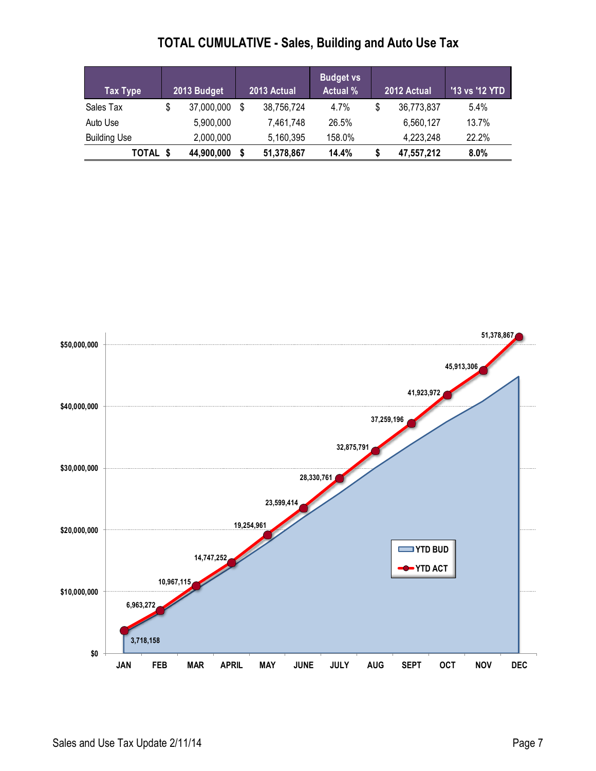# TOTAL CUMULATIVE - Sales, Building and Auto Use Tax

| Tax Type | 2013 Budget | 2013 Actual | Budget vs Actual % | 2012 Actual | '13 vs '12 YTD |
|---|---|---|---|---|---|
| Sales Tax | $ 37,000,000 | $ 38,756,724 | 4.7% | $ 36,773,837 | 5.4% |
| Auto Use | 5,900,000 | 7,461,748 | 26.5% | 6,560,127 | 13.7% |
| Building Use | 2,000,000 | 5,160,395 | 158.0% | 4,223,248 | 22.2% |
| **TOTAL** | **$ 44,900,000** | **$ 51,378,867** | **14.4%** | **$ 47,557,212** | **8.0%** |

| Month | YTD ACT |
|---|---|
| JAN | 3,718,158 |
| FEB | 6,963,272 |
| MAR | 10,967,115 |
| APRIL | 14,747,252 |
| MAY | 19,254,961 |
| JUNE | 23,599,414 |
| JULY | 28,330,761 |
| AUG | 32,875,791 |
| SEPT | 37,259,196 |
| OCT | 41,923,972 |
| NOV | 45,913,306 |
| DEC | 51,378,867 |

Legend: YTD BUD, YTD ACT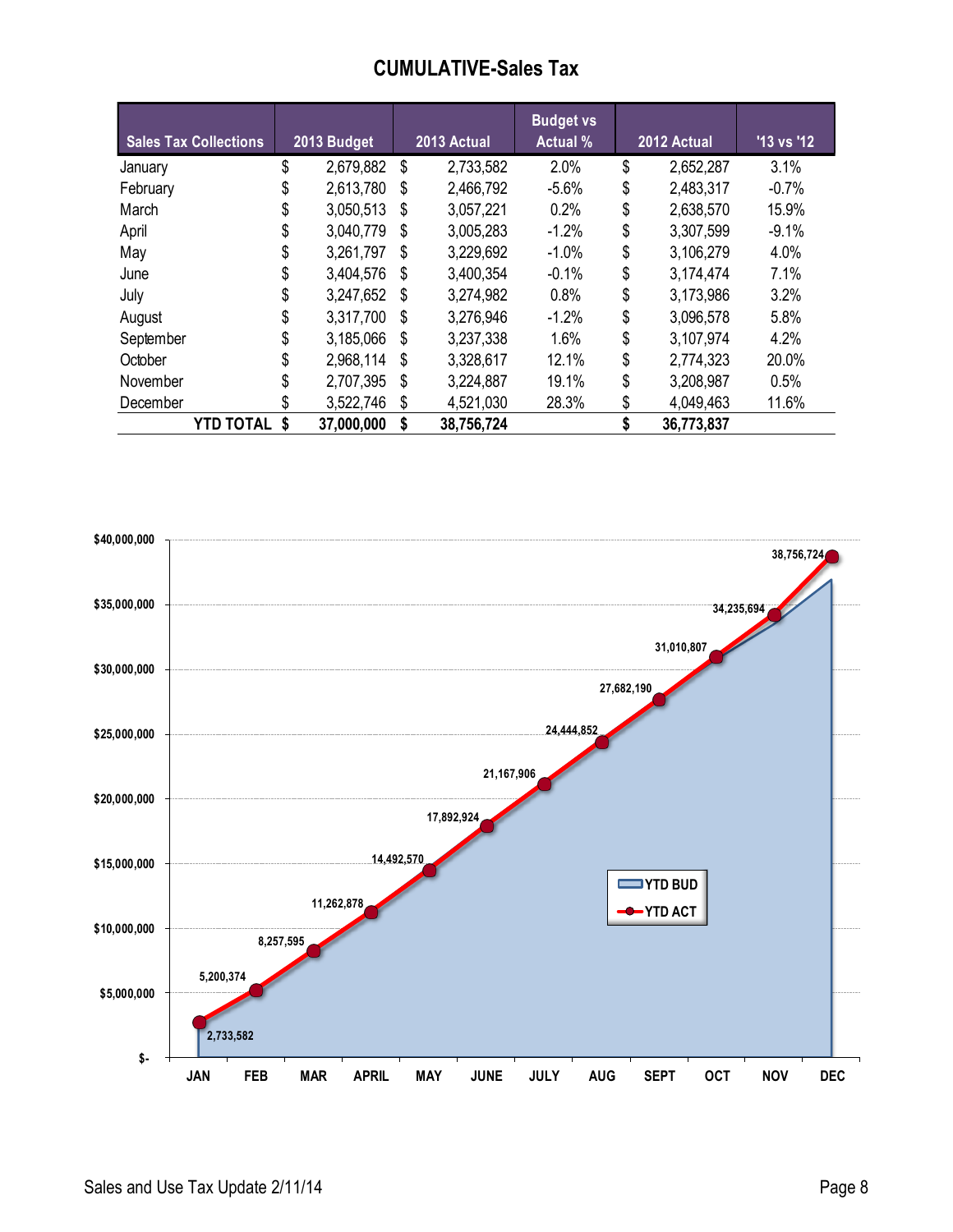# CUMULATIVE-Sales Tax

| Sales Tax Collections | 2013 Budget | 2013 Actual | Budget vs Actual % | 2012 Actual | '13 vs '12 |
|---|---|---|---|---|---|
| January | $ 2,679,882 | $ 2,733,582 | 2.0% | $ 2,652,287 | 3.1% |
| February | $ 2,613,780 | $ 2,466,792 | -5.6% | $ 2,483,317 | -0.7% |
| March | $ 3,050,513 | $ 3,057,221 | 0.2% | $ 2,638,570 | 15.9% |
| April | $ 3,040,779 | $ 3,005,283 | -1.2% | $ 3,307,599 | -9.1% |
| May | $ 3,261,797 | $ 3,229,692 | -1.0% | $ 3,106,279 | 4.0% |
| June | $ 3,404,576 | $ 3,400,354 | -0.1% | $ 3,174,474 | 7.1% |
| July | $ 3,247,652 | $ 3,274,982 | 0.8% | $ 3,173,986 | 3.2% |
| August | $ 3,317,700 | $ 3,276,946 | -1.2% | $ 3,096,578 | 5.8% |
| September | $ 3,185,066 | $ 3,237,338 | 1.6% | $ 3,107,974 | 4.2% |
| October | $ 2,968,114 | $ 3,328,617 | 12.1% | $ 2,774,323 | 20.0% |
| November | $ 2,707,395 | $ 3,224,887 | 19.1% | $ 3,208,987 | 0.5% |
| December | $ 3,522,746 | $ 4,521,030 | 28.3% | $ 4,049,463 | 11.6% |
| **YTD TOTAL** | **$ 37,000,000** | **$ 38,756,724** | | **$ 36,773,837** | |

| Month | YTD ACT |
|---|---|
| JAN | 2,733,582 |
| FEB | 5,200,374 |
| MAR | 8,257,595 |
| APRIL | 11,262,878 |
| MAY | 14,492,570 |
| JUNE | 17,892,924 |
| JULY | 21,167,906 |
| AUG | 24,444,852 |
| SEPT | 27,682,190 |
| OCT | 31,010,807 |
| NOV | 34,235,694 |
| DEC | 38,756,724 |

Legend: YTD BUD, YTD ACT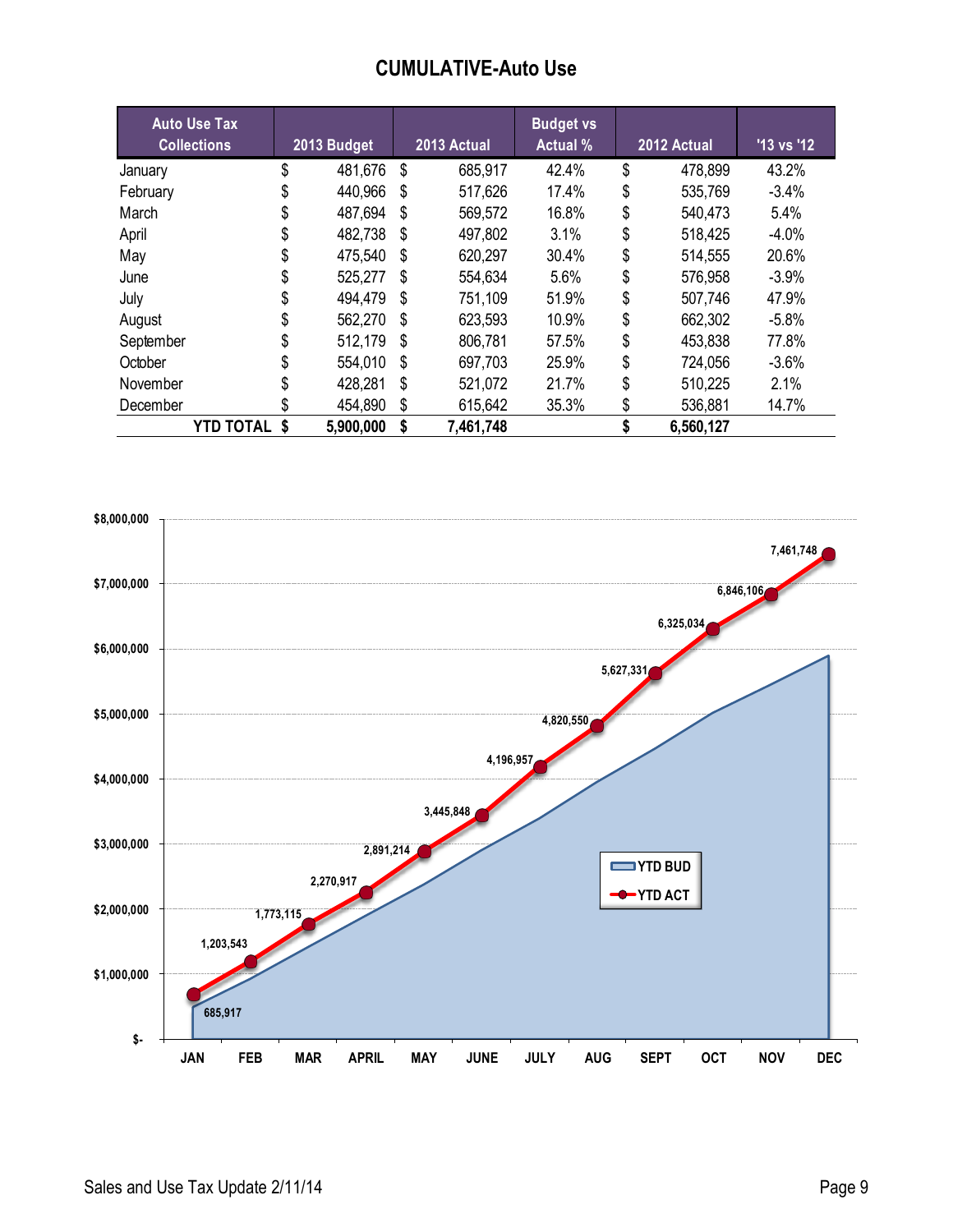# CUMULATIVE-Auto Use

| Auto Use Tax Collections | 2013 Budget | 2013 Actual | Budget vs Actual % | 2012 Actual | '13 vs '12 |
|---|---|---|---|---|---|
| January | $ 481,676 | $ 685,917 | 42.4% | $ 478,899 | 43.2% |
| February | $ 440,966 | $ 517,626 | 17.4% | $ 535,769 | -3.4% |
| March | $ 487,694 | $ 569,572 | 16.8% | $ 540,473 | 5.4% |
| April | $ 482,738 | $ 497,802 | 3.1% | $ 518,425 | -4.0% |
| May | $ 475,540 | $ 620,297 | 30.4% | $ 514,555 | 20.6% |
| June | $ 525,277 | $ 554,634 | 5.6% | $ 576,958 | -3.9% |
| July | $ 494,479 | $ 751,109 | 51.9% | $ 507,746 | 47.9% |
| August | $ 562,270 | $ 623,593 | 10.9% | $ 662,302 | -5.8% |
| September | $ 512,179 | $ 806,781 | 57.5% | $ 453,838 | 77.8% |
| October | $ 554,010 | $ 697,703 | 25.9% | $ 724,056 | -3.6% |
| November | $ 428,281 | $ 521,072 | 21.7% | $ 510,225 | 2.1% |
| December | $ 454,890 | $ 615,642 | 35.3% | $ 536,881 | 14.7% |
| **YTD TOTAL** | **$ 5,900,000** | **$ 7,461,748** | | **$ 6,560,127** | |

| Month | YTD ACT |
|---|---|
| JAN | 685,917 |
| FEB | 1,203,543 |
| MAR | 1,773,115 |
| APRIL | 2,270,917 |
| MAY | 2,891,214 |
| JUNE | 3,445,848 |
| JULY | 4,196,957 |
| AUG | 4,820,550 |
| SEPT | 5,627,331 |
| OCT | 6,325,034 |
| NOV | 6,846,106 |
| DEC | 7,461,748 |

Legend: YTD BUD, YTD ACT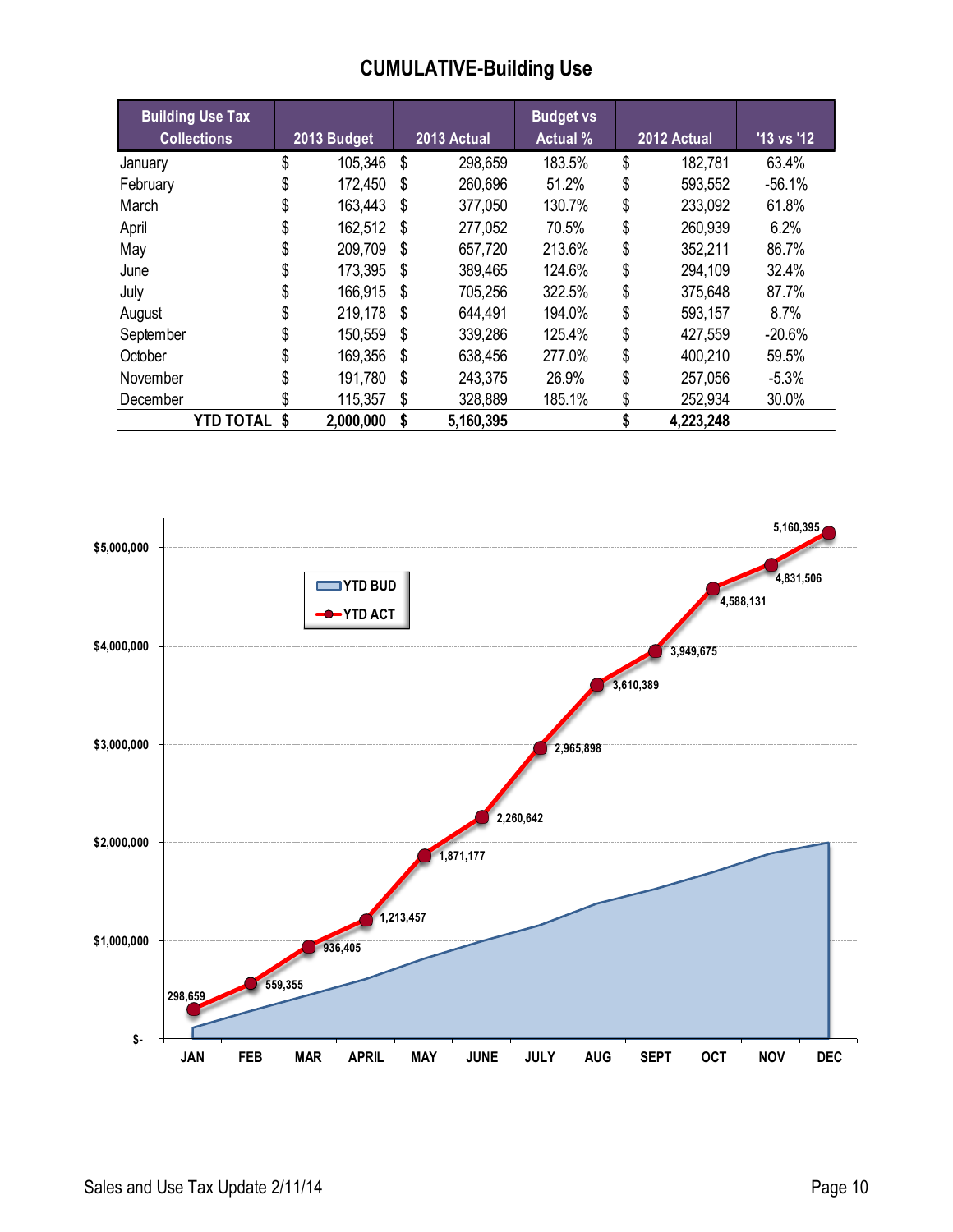# CUMULATIVE-Building Use

| Building Use Tax Collections | 2013 Budget | 2013 Actual | Budget vs Actual % | 2012 Actual | '13 vs '12 |
|---|---|---|---|---|---|
| January | $ 105,346 | $ 298,659 | 183.5% | $ 182,781 | 63.4% |
| February | $ 172,450 | $ 260,696 | 51.2% | $ 593,552 | -56.1% |
| March | $ 163,443 | $ 377,050 | 130.7% | $ 233,092 | 61.8% |
| April | $ 162,512 | $ 277,052 | 70.5% | $ 260,939 | 6.2% |
| May | $ 209,709 | $ 657,720 | 213.6% | $ 352,211 | 86.7% |
| June | $ 173,395 | $ 389,465 | 124.6% | $ 294,109 | 32.4% |
| July | $ 166,915 | $ 705,256 | 322.5% | $ 375,648 | 87.7% |
| August | $ 219,178 | $ 644,491 | 194.0% | $ 593,157 | 8.7% |
| September | $ 150,559 | $ 339,286 | 125.4% | $ 427,559 | -20.6% |
| October | $ 169,356 | $ 638,456 | 277.0% | $ 400,210 | 59.5% |
| November | $ 191,780 | $ 243,375 | 26.9% | $ 257,056 | -5.3% |
| December | $ 115,357 | $ 328,889 | 185.1% | $ 252,934 | 30.0% |
| **YTD TOTAL** | **$ 2,000,000** | **$ 5,160,395** | | **$ 4,223,248** | |

| Month | YTD ACT |
|---|---|
| JAN | 298,659 |
| FEB | 559,355 |
| MAR | 936,405 |
| APRIL | 1,213,457 |
| MAY | 1,871,177 |
| JUNE | 2,260,642 |
| JULY | 2,965,898 |
| AUG | 3,610,389 |
| SEPT | 3,949,675 |
| OCT | 4,588,131 |
| NOV | 4,831,506 |
| DEC | 5,160,395 |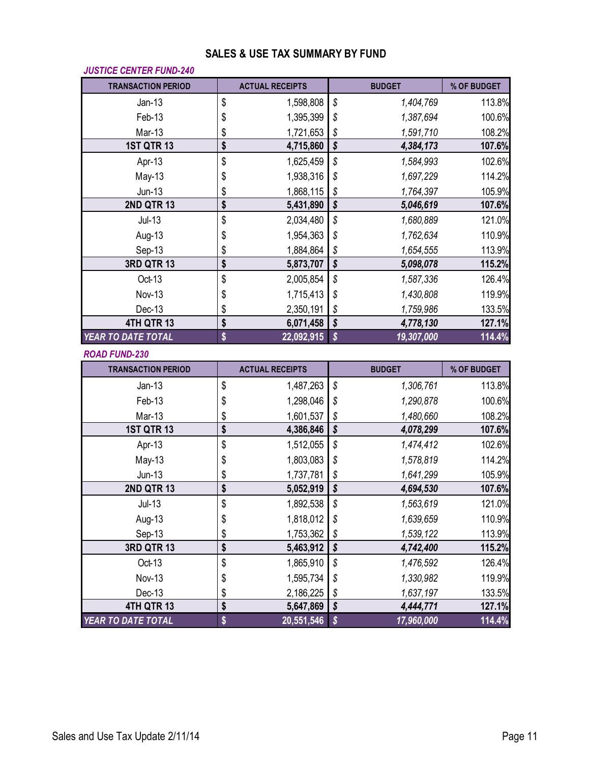# SALES & USE TAX SUMMARY BY FUND

***JUSTICE CENTER FUND-240***

| TRANSACTION PERIOD | ACTUAL RECEIPTS | BUDGET | % OF BUDGET |
|---|---|---|---|
| Jan-13 | $ 1,598,808 | *$ 1,404,769* | 113.8% |
| Feb-13 | $ 1,395,399 | *$ 1,387,694* | 100.6% |
| Mar-13 | $ 1,721,653 | *$ 1,591,710* | 108.2% |
| **1ST QTR 13** | **$ 4,715,860** | ***$ 4,384,173*** | **107.6%** |
| Apr-13 | $ 1,625,459 | *$ 1,584,993* | 102.6% |
| May-13 | $ 1,938,316 | *$ 1,697,229* | 114.2% |
| Jun-13 | $ 1,868,115 | *$ 1,764,397* | 105.9% |
| **2ND QTR 13** | **$ 5,431,890** | ***$ 5,046,619*** | **107.6%** |
| Jul-13 | $ 2,034,480 | *$ 1,680,889* | 121.0% |
| Aug-13 | $ 1,954,363 | *$ 1,762,634* | 110.9% |
| Sep-13 | $ 1,884,864 | *$ 1,654,555* | 113.9% |
| **3RD QTR 13** | **$ 5,873,707** | ***$ 5,098,078*** | **115.2%** |
| Oct-13 | $ 2,005,854 | *$ 1,587,336* | 126.4% |
| Nov-13 | $ 1,715,413 | *$ 1,430,808* | 119.9% |
| Dec-13 | $ 2,350,191 | *$ 1,759,986* | 133.5% |
| **4TH QTR 13** | **$ 6,071,458** | ***$ 4,778,130*** | **127.1%** |
| ***YEAR TO DATE TOTAL*** | **$ 22,092,915** | ***$ 19,307,000*** | **114.4%** |

***ROAD FUND-230***

| TRANSACTION PERIOD | ACTUAL RECEIPTS | BUDGET | % OF BUDGET |
|---|---|---|---|
| Jan-13 | $ 1,487,263 | *$ 1,306,761* | 113.8% |
| Feb-13 | $ 1,298,046 | *$ 1,290,878* | 100.6% |
| Mar-13 | $ 1,601,537 | *$ 1,480,660* | 108.2% |
| **1ST QTR 13** | **$ 4,386,846** | ***$ 4,078,299*** | **107.6%** |
| Apr-13 | $ 1,512,055 | *$ 1,474,412* | 102.6% |
| May-13 | $ 1,803,083 | *$ 1,578,819* | 114.2% |
| Jun-13 | $ 1,737,781 | *$ 1,641,299* | 105.9% |
| **2ND QTR 13** | **$ 5,052,919** | ***$ 4,694,530*** | **107.6%** |
| Jul-13 | $ 1,892,538 | *$ 1,563,619* | 121.0% |
| Aug-13 | $ 1,818,012 | *$ 1,639,659* | 110.9% |
| Sep-13 | $ 1,753,362 | *$ 1,539,122* | 113.9% |
| **3RD QTR 13** | **$ 5,463,912** | ***$ 4,742,400*** | **115.2%** |
| Oct-13 | $ 1,865,910 | *$ 1,476,592* | 126.4% |
| Nov-13 | $ 1,595,734 | *$ 1,330,982* | 119.9% |
| Dec-13 | $ 2,186,225 | *$ 1,637,197* | 133.5% |
| **4TH QTR 13** | **$ 5,647,869** | ***$ 4,444,771*** | **127.1%** |
| ***YEAR TO DATE TOTAL*** | **$ 20,551,546** | ***$ 17,960,000*** | **114.4%** |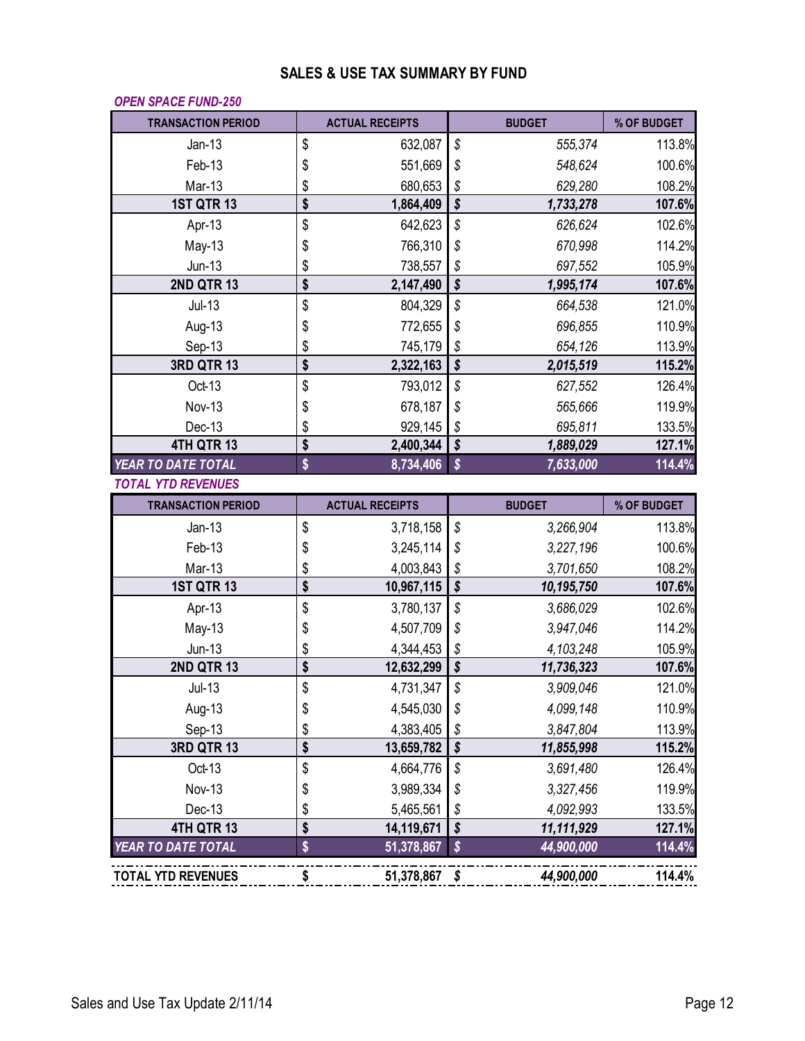# SALES & USE TAX SUMMARY BY FUND

***OPEN SPACE FUND-250***

| TRANSACTION PERIOD | ACTUAL RECEIPTS | BUDGET | % OF BUDGET |
|---|---|---|---|
| Jan-13 | $ 632,087 | *$ 555,374* | 113.8% |
| Feb-13 | $ 551,669 | *$ 548,624* | 100.6% |
| Mar-13 | $ 680,653 | *$ 629,280* | 108.2% |
| **1ST QTR 13** | **$ 1,864,409** | ***$ 1,733,278*** | **107.6%** |
| Apr-13 | $ 642,623 | *$ 626,624* | 102.6% |
| May-13 | $ 766,310 | *$ 670,998* | 114.2% |
| Jun-13 | $ 738,557 | *$ 697,552* | 105.9% |
| **2ND QTR 13** | **$ 2,147,490** | ***$ 1,995,174*** | **107.6%** |
| Jul-13 | $ 804,329 | *$ 664,538* | 121.0% |
| Aug-13 | $ 772,655 | *$ 696,855* | 110.9% |
| Sep-13 | $ 745,179 | *$ 654,126* | 113.9% |
| **3RD QTR 13** | **$ 2,322,163** | ***$ 2,015,519*** | **115.2%** |
| Oct-13 | $ 793,012 | *$ 627,552* | 126.4% |
| Nov-13 | $ 678,187 | *$ 565,666* | 119.9% |
| Dec-13 | $ 929,145 | *$ 695,811* | 133.5% |
| **4TH QTR 13** | **$ 2,400,344** | ***$ 1,889,029*** | **127.1%** |
| ***YEAR TO DATE TOTAL*** | ***$ 8,734,406*** | ***$ 7,633,000*** | ***114.4%*** |

***TOTAL YTD REVENUES***

| TRANSACTION PERIOD | ACTUAL RECEIPTS | BUDGET | % OF BUDGET |
|---|---|---|---|
| Jan-13 | $ 3,718,158 | *$ 3,266,904* | 113.8% |
| Feb-13 | $ 3,245,114 | *$ 3,227,196* | 100.6% |
| Mar-13 | $ 4,003,843 | *$ 3,701,650* | 108.2% |
| **1ST QTR 13** | **$ 10,967,115** | ***$ 10,195,750*** | **107.6%** |
| Apr-13 | $ 3,780,137 | *$ 3,686,029* | 102.6% |
| May-13 | $ 4,507,709 | *$ 3,947,046* | 114.2% |
| Jun-13 | $ 4,344,453 | *$ 4,103,248* | 105.9% |
| **2ND QTR 13** | **$ 12,632,299** | ***$ 11,736,323*** | **107.6%** |
| Jul-13 | $ 4,731,347 | *$ 3,909,046* | 121.0% |
| Aug-13 | $ 4,545,030 | *$ 4,099,148* | 110.9% |
| Sep-13 | $ 4,383,405 | *$ 3,847,804* | 113.9% |
| **3RD QTR 13** | **$ 13,659,782** | ***$ 11,855,998*** | **115.2%** |
| Oct-13 | $ 4,664,776 | *$ 3,691,480* | 126.4% |
| Nov-13 | $ 3,989,334 | *$ 3,327,456* | 119.9% |
| Dec-13 | $ 5,465,561 | *$ 4,092,993* | 133.5% |
| **4TH QTR 13** | **$ 14,119,671** | ***$ 11,111,929*** | **127.1%** |
| ***YEAR TO DATE TOTAL*** | ***$ 51,378,867*** | ***$ 44,900,000*** | ***114.4%*** |

| | | | |
|---|---|---|---|
| **TOTAL YTD REVENUES** | **$ 51,378,867** | ***$ 44,900,000*** | **114.4%** |

Sales and Use Tax Update 2/11/14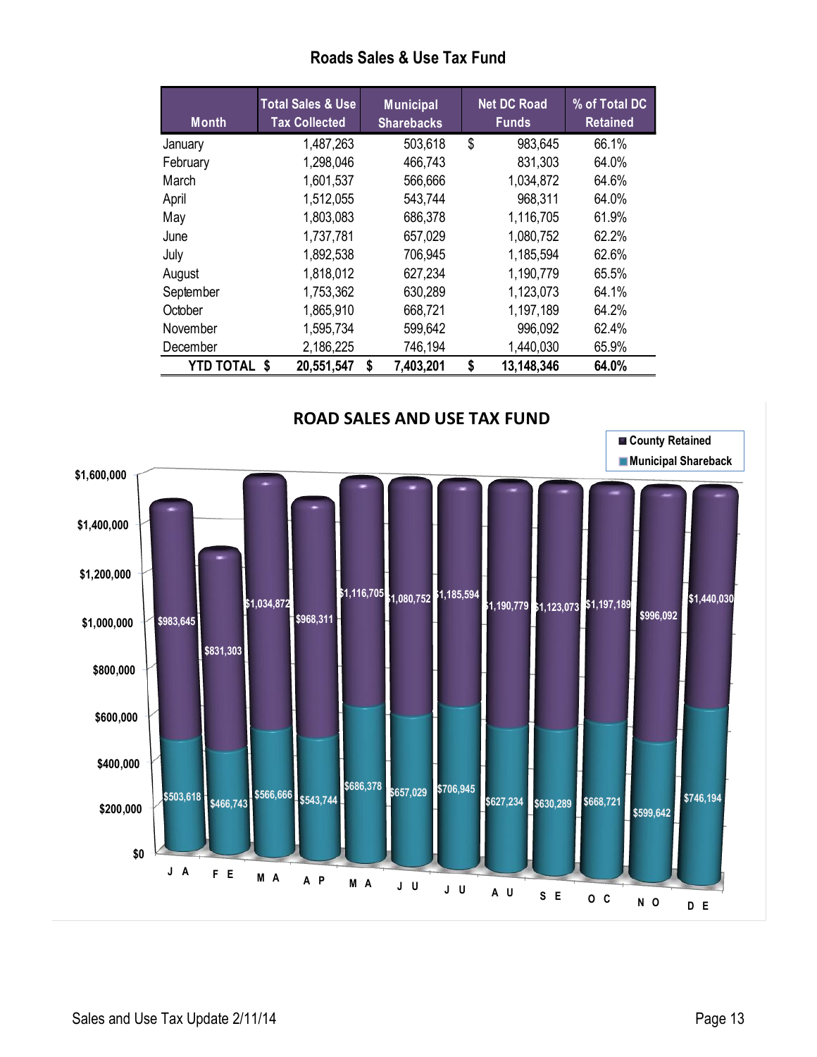## Roads Sales & Use Tax Fund

| Month | Total Sales & Use Tax Collected | Municipal Sharebacks | Net DC Road Funds | % of Total DC Retained |
|---|---|---|---|---|
| January | 1,487,263 | 503,618 | $ 983,645 | 66.1% |
| February | 1,298,046 | 466,743 | 831,303 | 64.0% |
| March | 1,601,537 | 566,666 | 1,034,872 | 64.6% |
| April | 1,512,055 | 543,744 | 968,311 | 64.0% |
| May | 1,803,083 | 686,378 | 1,116,705 | 61.9% |
| June | 1,737,781 | 657,029 | 1,080,752 | 62.2% |
| July | 1,892,538 | 706,945 | 1,185,594 | 62.6% |
| August | 1,818,012 | 627,234 | 1,190,779 | 65.5% |
| September | 1,753,362 | 630,289 | 1,123,073 | 64.1% |
| October | 1,865,910 | 668,721 | 1,197,189 | 64.2% |
| November | 1,595,734 | 599,642 | 996,092 | 62.4% |
| December | 2,186,225 | 746,194 | 1,440,030 | 65.9% |
| **YTD TOTAL** | **$ 20,551,547** | **$ 7,403,201** | **$ 13,148,346** | **64.0%** |

**ROAD SALES AND USE TAX FUND**

County Retained
Municipal Shareback

$1,600,000
$1,400,000
$1,200,000
$1,000,000
$800,000
$600,000
$400,000
$200,000
$0

J A: $983,645, $503,618
F E: $831,303, $466,743
M A: $1,034,872, $566,666
A P: $968,311, $543,744
M A: $1,116,705, $686,378
J U: $1,080,752, $657,029
J U: $1,185,594, $706,945
A U: $1,190,779, $627,234
S E: $1,123,073, $630,289
O C: $1,197,189, $668,721
N O: $996,092, $599,642
D E: $1,440,030, $746,194

Sales and Use Tax Update 2/11/14